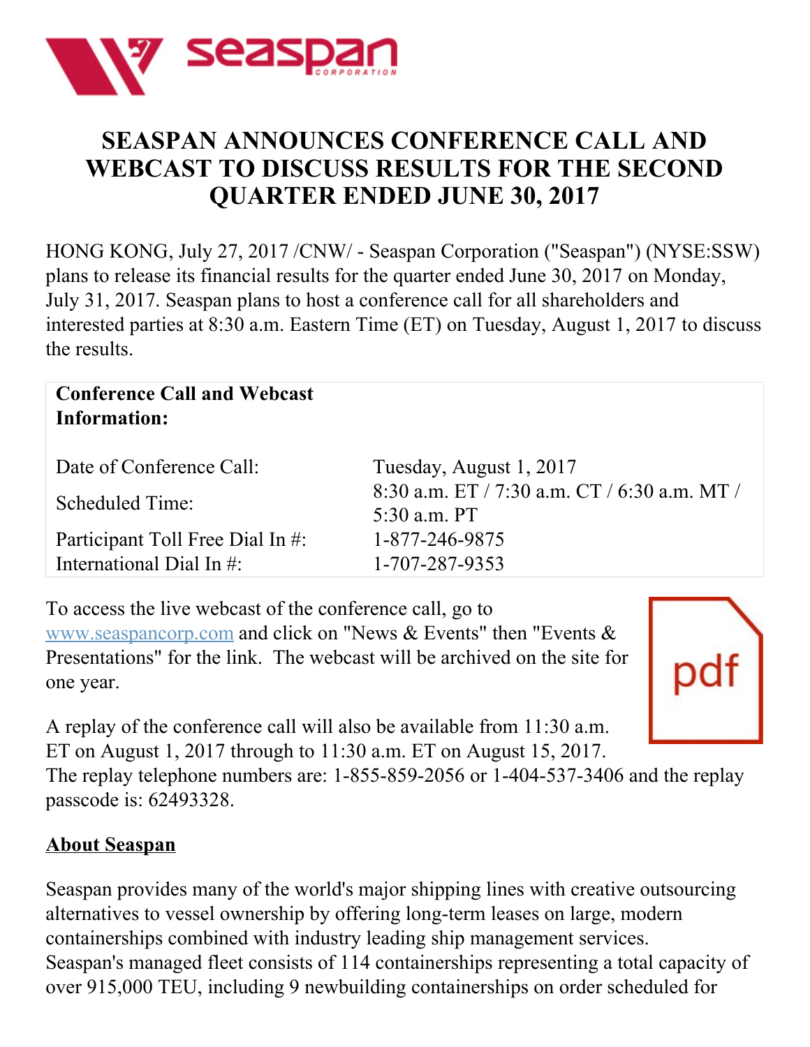# SEASPAN ANNOUNCES CONFERENCE CALL AND WEBCAST TO DISCUSS RESULTS FOR THE SECOND QUARTER ENDED JUNE 30, 2017

HONG KONG, July 27, 2017 /CNW/ - Seaspan Corporation ("Seaspan") (NYSE:SSW) plans to release its financial results for the quarter ended June 30, 2017 on Monday, July 31, 2017. Seaspan plans to host a conference call for all shareholders and interested parties at 8:30 a.m. Eastern Time (ET) on Tuesday, August 1, 2017 to discuss the results.

| **Conference Call and Webcast Information:** | |
| --- | --- |
| Date of Conference Call: | Tuesday, August 1, 2017 |
| Scheduled Time: | 8:30 a.m. ET / 7:30 a.m. CT / 6:30 a.m. MT / 5:30 a.m. PT |
| Participant Toll Free Dial In #: | 1-877-246-9875 |
| International Dial In #: | 1-707-287-9353 |

To access the live webcast of the conference call, go to www.seaspancorp.com and click on "News & Events" then "Events & Presentations" for the link. The webcast will be archived on the site for one year.

A replay of the conference call will also be available from 11:30 a.m. ET on August 1, 2017 through to 11:30 a.m. ET on August 15, 2017. The replay telephone numbers are: 1-855-859-2056 or 1-404-537-3406 and the replay passcode is: 62493328.

## About Seaspan

Seaspan provides many of the world's major shipping lines with creative outsourcing alternatives to vessel ownership by offering long-term leases on large, modern containerships combined with industry leading ship management services. Seaspan's managed fleet consists of 114 containerships representing a total capacity of over 915,000 TEU, including 9 newbuilding containerships on order scheduled for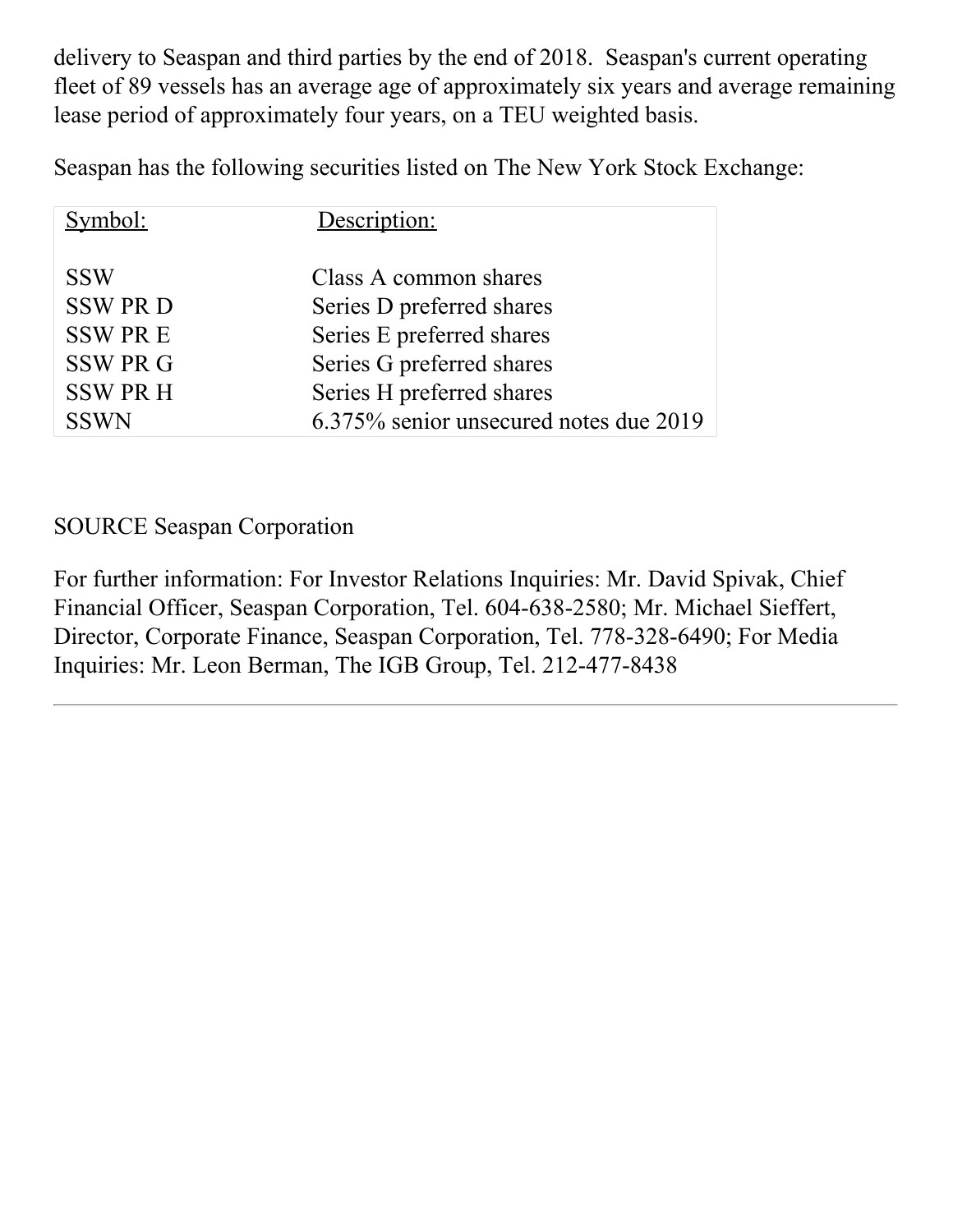delivery to Seaspan and third parties by the end of 2018. Seaspan's current operating fleet of 89 vessels has an average age of approximately six years and average remaining lease period of approximately four years, on a TEU weighted basis.

Seaspan has the following securities listed on The New York Stock Exchange:

| Symbol: | Description: |
| --- | --- |
| SSW | Class A common shares |
| SSW PR D | Series D preferred shares |
| SSW PR E | Series E preferred shares |
| SSW PR G | Series G preferred shares |
| SSW PR H | Series H preferred shares |
| SSWN | 6.375% senior unsecured notes due 2019 |

SOURCE Seaspan Corporation

For further information: For Investor Relations Inquiries: Mr. David Spivak, Chief Financial Officer, Seaspan Corporation, Tel. 604-638-2580; Mr. Michael Sieffert, Director, Corporate Finance, Seaspan Corporation, Tel. 778-328-6490; For Media Inquiries: Mr. Leon Berman, The IGB Group, Tel. 212-477-8438